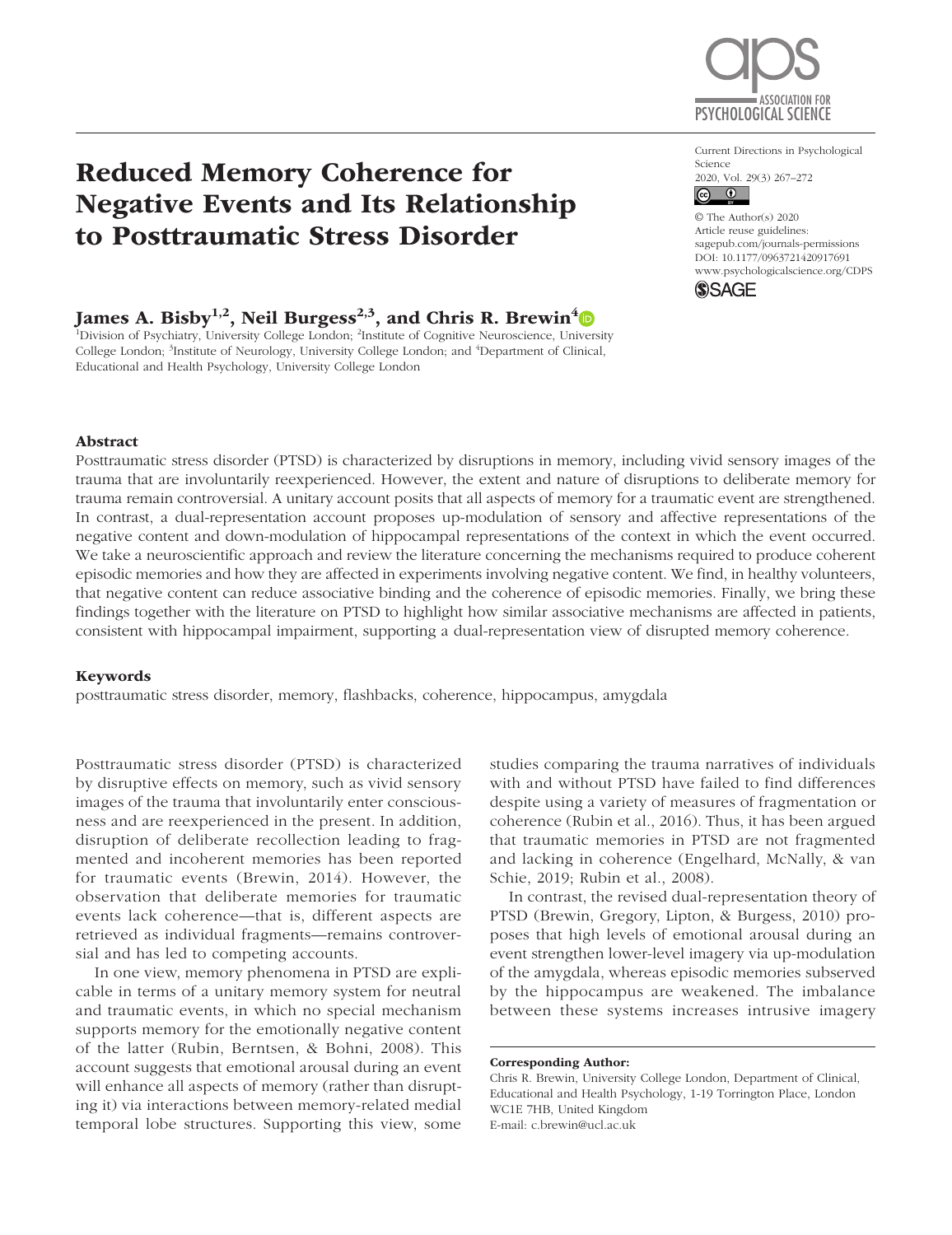# Reduced Memory Coherence for Negative Events and Its Relationship to Posttraumatic Stress Disorder

Current Directions in Psychological Science
2020, Vol. 29(3) 267–272
© The Author(s) 2020
Article reuse guidelines:
sagepub.com/journals-permissions
DOI: 10.1177/0963721420917691
www.psychologicalscience.org/CDPS

**James A. Bisby[1,2], Neil Burgess[2,3], and Chris R. Brewin[4]**

[1]Division of Psychiatry, University College London; [2]Institute of Cognitive Neuroscience, University College London; [3]Institute of Neurology, University College London; and [4]Department of Clinical, Educational and Health Psychology, University College London

## Abstract

Posttraumatic stress disorder (PTSD) is characterized by disruptions in memory, including vivid sensory images of the trauma that are involuntarily reexperienced. However, the extent and nature of disruptions to deliberate memory for trauma remain controversial. A unitary account posits that all aspects of memory for a traumatic event are strengthened. In contrast, a dual-representation account proposes up-modulation of sensory and affective representations of the negative content and down-modulation of hippocampal representations of the context in which the event occurred. We take a neuroscientific approach and review the literature concerning the mechanisms required to produce coherent episodic memories and how they are affected in experiments involving negative content. We find, in healthy volunteers, that negative content can reduce associative binding and the coherence of episodic memories. Finally, we bring these findings together with the literature on PTSD to highlight how similar associative mechanisms are affected in patients, consistent with hippocampal impairment, supporting a dual-representation view of disrupted memory coherence.

### Keywords

posttraumatic stress disorder, memory, flashbacks, coherence, hippocampus, amygdala

Posttraumatic stress disorder (PTSD) is characterized by disruptive effects on memory, such as vivid sensory images of the trauma that involuntarily enter consciousness and are reexperienced in the present. In addition, disruption of deliberate recollection leading to fragmented and incoherent memories has been reported for traumatic events (Brewin, 2014). However, the observation that deliberate memories for traumatic events lack coherence—that is, different aspects are retrieved as individual fragments—remains controversial and has led to competing accounts.

In one view, memory phenomena in PTSD are explicable in terms of a unitary memory system for neutral and traumatic events, in which no special mechanism supports memory for the emotionally negative content of the latter (Rubin, Berntsen, & Bohni, 2008). This account suggests that emotional arousal during an event will enhance all aspects of memory (rather than disrupting it) via interactions between memory-related medial temporal lobe structures. Supporting this view, some studies comparing the trauma narratives of individuals with and without PTSD have failed to find differences despite using a variety of measures of fragmentation or coherence (Rubin et al., 2016). Thus, it has been argued that traumatic memories in PTSD are not fragmented and lacking in coherence (Engelhard, McNally, & van Schie, 2019; Rubin et al., 2008).

In contrast, the revised dual-representation theory of PTSD (Brewin, Gregory, Lipton, & Burgess, 2010) proposes that high levels of emotional arousal during an event strengthen lower-level imagery via up-modulation of the amygdala, whereas episodic memories subserved by the hippocampus are weakened. The imbalance between these systems increases intrusive imagery

**Corresponding Author:**
Chris R. Brewin, University College London, Department of Clinical, Educational and Health Psychology, 1-19 Torrington Place, London WC1E 7HB, United Kingdom
E-mail: c.brewin@ucl.ac.uk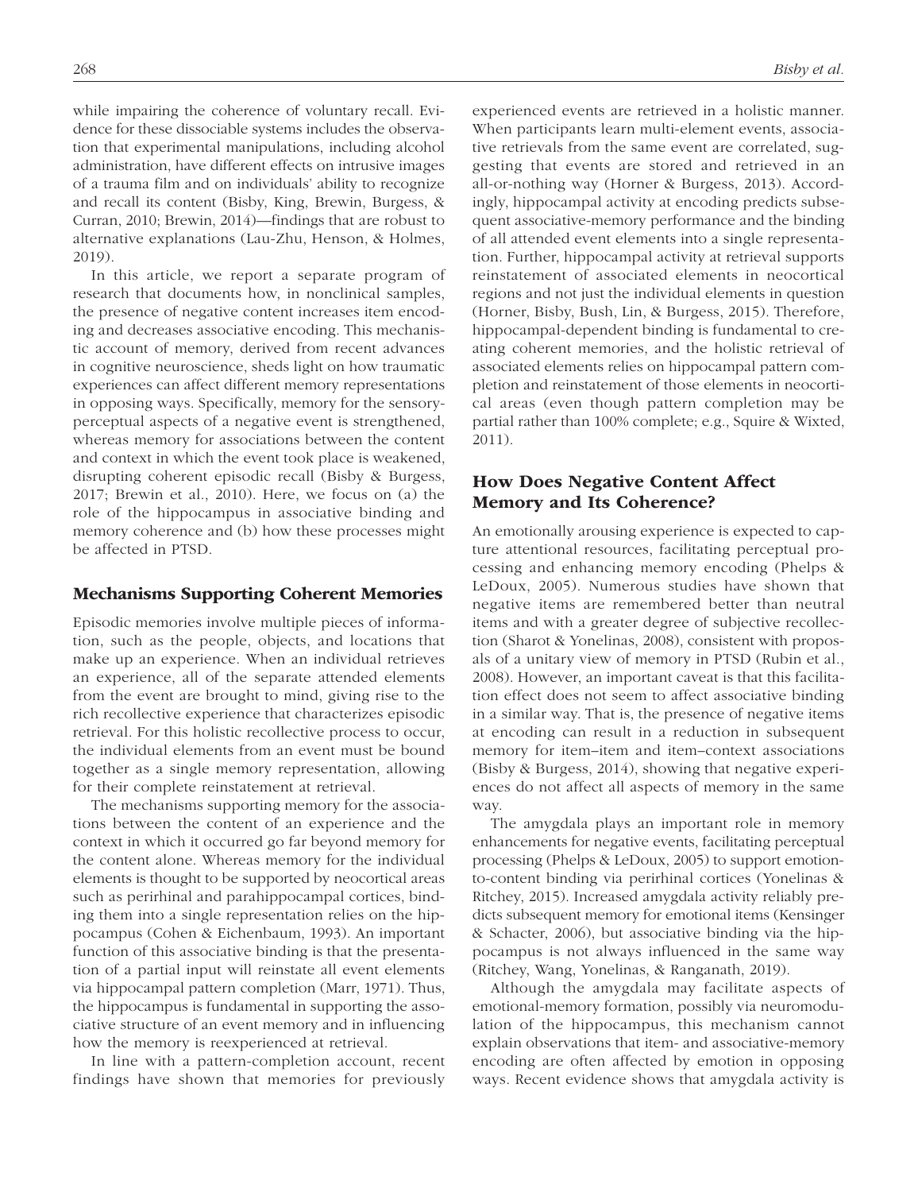while impairing the coherence of voluntary recall. Evidence for these dissociable systems includes the observation that experimental manipulations, including alcohol administration, have different effects on intrusive images of a trauma film and on individuals' ability to recognize and recall its content (Bisby, King, Brewin, Burgess, & Curran, 2010; Brewin, 2014)—findings that are robust to alternative explanations (Lau-Zhu, Henson, & Holmes, 2019).

In this article, we report a separate program of research that documents how, in nonclinical samples, the presence of negative content increases item encoding and decreases associative encoding. This mechanistic account of memory, derived from recent advances in cognitive neuroscience, sheds light on how traumatic experiences can affect different memory representations in opposing ways. Specifically, memory for the sensory-perceptual aspects of a negative event is strengthened, whereas memory for associations between the content and context in which the event took place is weakened, disrupting coherent episodic recall (Bisby & Burgess, 2017; Brewin et al., 2010). Here, we focus on (a) the role of the hippocampus in associative binding and memory coherence and (b) how these processes might be affected in PTSD.

## Mechanisms Supporting Coherent Memories

Episodic memories involve multiple pieces of information, such as the people, objects, and locations that make up an experience. When an individual retrieves an experience, all of the separate attended elements from the event are brought to mind, giving rise to the rich recollective experience that characterizes episodic retrieval. For this holistic recollective process to occur, the individual elements from an event must be bound together as a single memory representation, allowing for their complete reinstatement at retrieval.

The mechanisms supporting memory for the associations between the content of an experience and the context in which it occurred go far beyond memory for the content alone. Whereas memory for the individual elements is thought to be supported by neocortical areas such as perirhinal and parahippocampal cortices, binding them into a single representation relies on the hippocampus (Cohen & Eichenbaum, 1993). An important function of this associative binding is that the presentation of a partial input will reinstate all event elements via hippocampal pattern completion (Marr, 1971). Thus, the hippocampus is fundamental in supporting the associative structure of an event memory and in influencing how the memory is reexperienced at retrieval.

In line with a pattern-completion account, recent findings have shown that memories for previously experienced events are retrieved in a holistic manner. When participants learn multi-element events, associative retrievals from the same event are correlated, suggesting that events are stored and retrieved in an all-or-nothing way (Horner & Burgess, 2013). Accordingly, hippocampal activity at encoding predicts subsequent associative-memory performance and the binding of all attended event elements into a single representation. Further, hippocampal activity at retrieval supports reinstatement of associated elements in neocortical regions and not just the individual elements in question (Horner, Bisby, Bush, Lin, & Burgess, 2015). Therefore, hippocampal-dependent binding is fundamental to creating coherent memories, and the holistic retrieval of associated elements relies on hippocampal pattern completion and reinstatement of those elements in neocortical areas (even though pattern completion may be partial rather than 100% complete; e.g., Squire & Wixted, 2011).

## How Does Negative Content Affect Memory and Its Coherence?

An emotionally arousing experience is expected to capture attentional resources, facilitating perceptual processing and enhancing memory encoding (Phelps & LeDoux, 2005). Numerous studies have shown that negative items are remembered better than neutral items and with a greater degree of subjective recollection (Sharot & Yonelinas, 2008), consistent with proposals of a unitary view of memory in PTSD (Rubin et al., 2008). However, an important caveat is that this facilitation effect does not seem to affect associative binding in a similar way. That is, the presence of negative items at encoding can result in a reduction in subsequent memory for item–item and item–context associations (Bisby & Burgess, 2014), showing that negative experiences do not affect all aspects of memory in the same way.

The amygdala plays an important role in memory enhancements for negative events, facilitating perceptual processing (Phelps & LeDoux, 2005) to support emotion-to-content binding via perirhinal cortices (Yonelinas & Ritchey, 2015). Increased amygdala activity reliably predicts subsequent memory for emotional items (Kensinger & Schacter, 2006), but associative binding via the hippocampus is not always influenced in the same way (Ritchey, Wang, Yonelinas, & Ranganath, 2019).

Although the amygdala may facilitate aspects of emotional-memory formation, possibly via neuromodulation of the hippocampus, this mechanism cannot explain observations that item- and associative-memory encoding are often affected by emotion in opposing ways. Recent evidence shows that amygdala activity is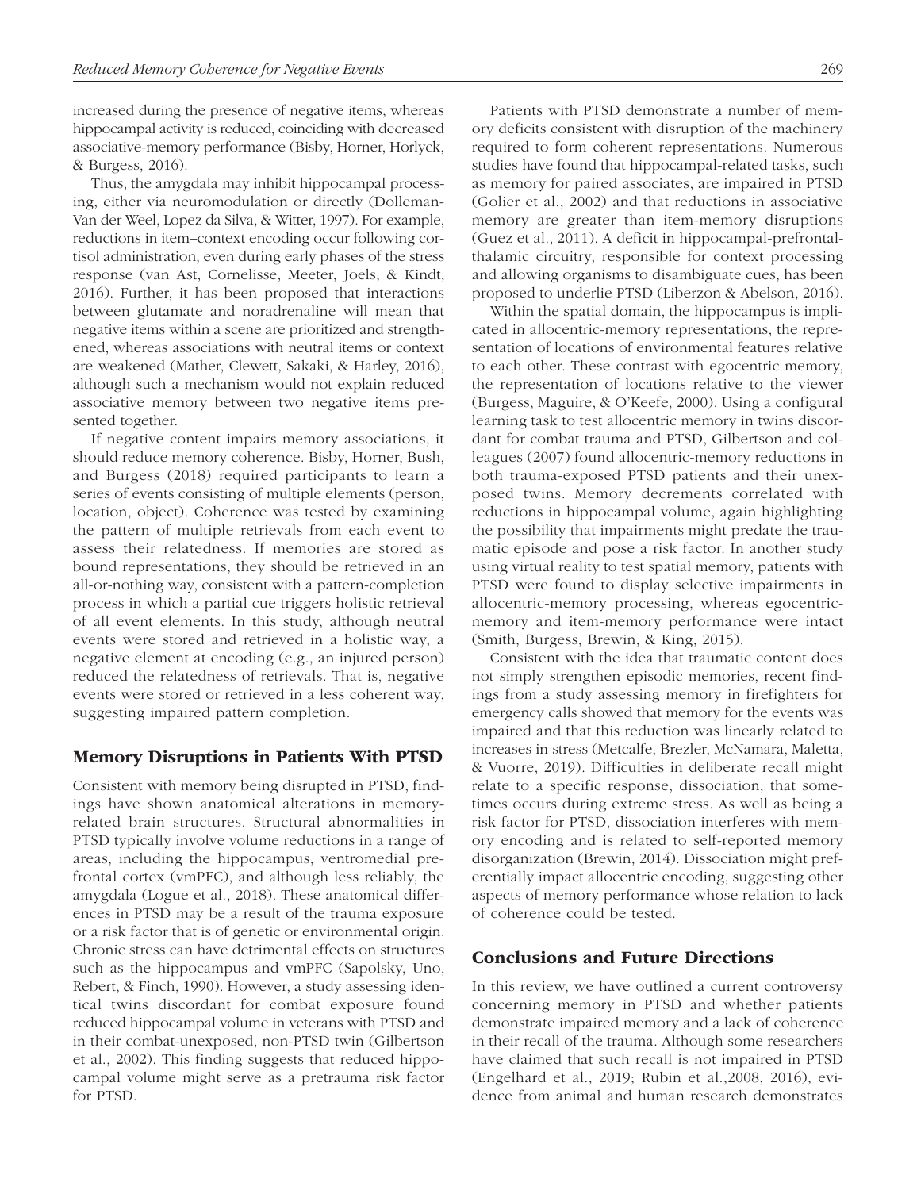increased during the presence of negative items, whereas hippocampal activity is reduced, coinciding with decreased associative-memory performance (Bisby, Horner, Horlyck, & Burgess, 2016).

Thus, the amygdala may inhibit hippocampal processing, either via neuromodulation or directly (Dolleman-Van der Weel, Lopez da Silva, & Witter, 1997). For example, reductions in item–context encoding occur following cortisol administration, even during early phases of the stress response (van Ast, Cornelisse, Meeter, Joels, & Kindt, 2016). Further, it has been proposed that interactions between glutamate and noradrenaline will mean that negative items within a scene are prioritized and strengthened, whereas associations with neutral items or context are weakened (Mather, Clewett, Sakaki, & Harley, 2016), although such a mechanism would not explain reduced associative memory between two negative items presented together.

If negative content impairs memory associations, it should reduce memory coherence. Bisby, Horner, Bush, and Burgess (2018) required participants to learn a series of events consisting of multiple elements (person, location, object). Coherence was tested by examining the pattern of multiple retrievals from each event to assess their relatedness. If memories are stored as bound representations, they should be retrieved in an all-or-nothing way, consistent with a pattern-completion process in which a partial cue triggers holistic retrieval of all event elements. In this study, although neutral events were stored and retrieved in a holistic way, a negative element at encoding (e.g., an injured person) reduced the relatedness of retrievals. That is, negative events were stored or retrieved in a less coherent way, suggesting impaired pattern completion.

## Memory Disruptions in Patients With PTSD

Consistent with memory being disrupted in PTSD, findings have shown anatomical alterations in memory-related brain structures. Structural abnormalities in PTSD typically involve volume reductions in a range of areas, including the hippocampus, ventromedial prefrontal cortex (vmPFC), and although less reliably, the amygdala (Logue et al., 2018). These anatomical differences in PTSD may be a result of the trauma exposure or a risk factor that is of genetic or environmental origin. Chronic stress can have detrimental effects on structures such as the hippocampus and vmPFC (Sapolsky, Uno, Rebert, & Finch, 1990). However, a study assessing identical twins discordant for combat exposure found reduced hippocampal volume in veterans with PTSD and in their combat-unexposed, non-PTSD twin (Gilbertson et al., 2002). This finding suggests that reduced hippocampal volume might serve as a pretrauma risk factor for PTSD.

Patients with PTSD demonstrate a number of memory deficits consistent with disruption of the machinery required to form coherent representations. Numerous studies have found that hippocampal-related tasks, such as memory for paired associates, are impaired in PTSD (Golier et al., 2002) and that reductions in associative memory are greater than item-memory disruptions (Guez et al., 2011). A deficit in hippocampal-prefrontal-thalamic circuitry, responsible for context processing and allowing organisms to disambiguate cues, has been proposed to underlie PTSD (Liberzon & Abelson, 2016).

Within the spatial domain, the hippocampus is implicated in allocentric-memory representations, the representation of locations of environmental features relative to each other. These contrast with egocentric memory, the representation of locations relative to the viewer (Burgess, Maguire, & O'Keefe, 2000). Using a configural learning task to test allocentric memory in twins discordant for combat trauma and PTSD, Gilbertson and colleagues (2007) found allocentric-memory reductions in both trauma-exposed PTSD patients and their unexposed twins. Memory decrements correlated with reductions in hippocampal volume, again highlighting the possibility that impairments might predate the traumatic episode and pose a risk factor. In another study using virtual reality to test spatial memory, patients with PTSD were found to display selective impairments in allocentric-memory processing, whereas egocentric-memory and item-memory performance were intact (Smith, Burgess, Brewin, & King, 2015).

Consistent with the idea that traumatic content does not simply strengthen episodic memories, recent findings from a study assessing memory in firefighters for emergency calls showed that memory for the events was impaired and that this reduction was linearly related to increases in stress (Metcalfe, Brezler, McNamara, Maletta, & Vuorre, 2019). Difficulties in deliberate recall might relate to a specific response, dissociation, that sometimes occurs during extreme stress. As well as being a risk factor for PTSD, dissociation interferes with memory encoding and is related to self-reported memory disorganization (Brewin, 2014). Dissociation might preferentially impact allocentric encoding, suggesting other aspects of memory performance whose relation to lack of coherence could be tested.

## Conclusions and Future Directions

In this review, we have outlined a current controversy concerning memory in PTSD and whether patients demonstrate impaired memory and a lack of coherence in their recall of the trauma. Although some researchers have claimed that such recall is not impaired in PTSD (Engelhard et al., 2019; Rubin et al.,2008, 2016), evidence from animal and human research demonstrates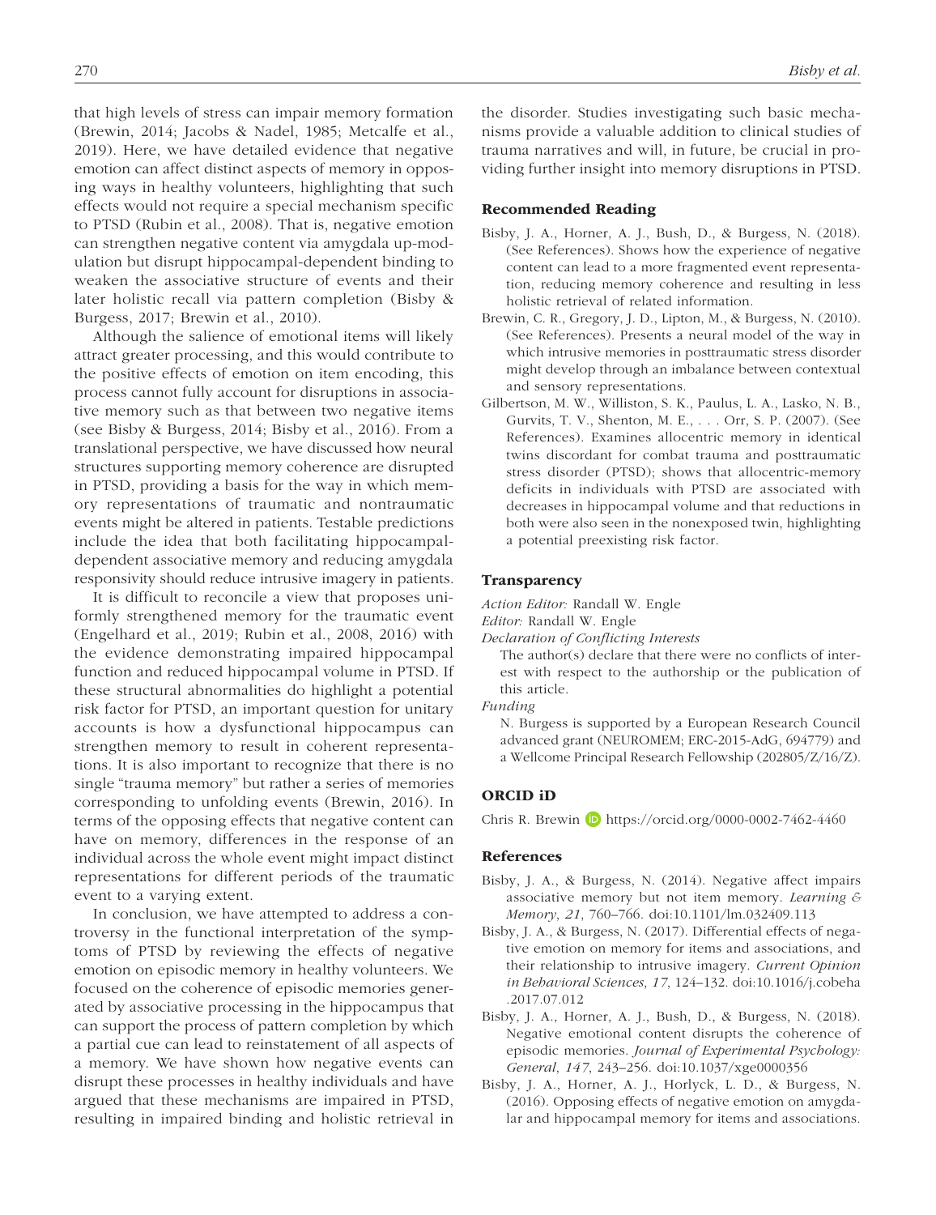that high levels of stress can impair memory formation (Brewin, 2014; Jacobs & Nadel, 1985; Metcalfe et al., 2019). Here, we have detailed evidence that negative emotion can affect distinct aspects of memory in opposing ways in healthy volunteers, highlighting that such effects would not require a special mechanism specific to PTSD (Rubin et al., 2008). That is, negative emotion can strengthen negative content via amygdala up-modulation but disrupt hippocampal-dependent binding to weaken the associative structure of events and their later holistic recall via pattern completion (Bisby & Burgess, 2017; Brewin et al., 2010).

Although the salience of emotional items will likely attract greater processing, and this would contribute to the positive effects of emotion on item encoding, this process cannot fully account for disruptions in associative memory such as that between two negative items (see Bisby & Burgess, 2014; Bisby et al., 2016). From a translational perspective, we have discussed how neural structures supporting memory coherence are disrupted in PTSD, providing a basis for the way in which memory representations of traumatic and nontraumatic events might be altered in patients. Testable predictions include the idea that both facilitating hippocampal-dependent associative memory and reducing amygdala responsivity should reduce intrusive imagery in patients.

It is difficult to reconcile a view that proposes uniformly strengthened memory for the traumatic event (Engelhard et al., 2019; Rubin et al., 2008, 2016) with the evidence demonstrating impaired hippocampal function and reduced hippocampal volume in PTSD. If these structural abnormalities do highlight a potential risk factor for PTSD, an important question for unitary accounts is how a dysfunctional hippocampus can strengthen memory to result in coherent representations. It is also important to recognize that there is no single "trauma memory" but rather a series of memories corresponding to unfolding events (Brewin, 2016). In terms of the opposing effects that negative content can have on memory, differences in the response of an individual across the whole event might impact distinct representations for different periods of the traumatic event to a varying extent.

In conclusion, we have attempted to address a controversy in the functional interpretation of the symptoms of PTSD by reviewing the effects of negative emotion on episodic memory in healthy volunteers. We focused on the coherence of episodic memories generated by associative processing in the hippocampus that can support the process of pattern completion by which a partial cue can lead to reinstatement of all aspects of a memory. We have shown how negative events can disrupt these processes in healthy individuals and have argued that these mechanisms are impaired in PTSD, resulting in impaired binding and holistic retrieval in the disorder. Studies investigating such basic mechanisms provide a valuable addition to clinical studies of trauma narratives and will, in future, be crucial in providing further insight into memory disruptions in PTSD.

## Recommended Reading

Bisby, J. A., Horner, A. J., Bush, D., & Burgess, N. (2018). (See References). Shows how the experience of negative content can lead to a more fragmented event representation, reducing memory coherence and resulting in less holistic retrieval of related information.

Brewin, C. R., Gregory, J. D., Lipton, M., & Burgess, N. (2010). (See References). Presents a neural model of the way in which intrusive memories in posttraumatic stress disorder might develop through an imbalance between contextual and sensory representations.

Gilbertson, M. W., Williston, S. K., Paulus, L. A., Lasko, N. B., Gurvits, T. V., Shenton, M. E., . . . Orr, S. P. (2007). (See References). Examines allocentric memory in identical twins discordant for combat trauma and posttraumatic stress disorder (PTSD); shows that allocentric-memory deficits in individuals with PTSD are associated with decreases in hippocampal volume and that reductions in both were also seen in the nonexposed twin, highlighting a potential preexisting risk factor.

## Transparency

*Action Editor:* Randall W. Engle

*Editor:* Randall W. Engle

*Declaration of Conflicting Interests*

The author(s) declare that there were no conflicts of interest with respect to the authorship or the publication of this article.

*Funding*

N. Burgess is supported by a European Research Council advanced grant (NEUROMEM; ERC-2015-AdG, 694779) and a Wellcome Principal Research Fellowship (202805/Z/16/Z).

## ORCID iD

Chris R. Brewin https://orcid.org/0000-0002-7462-4460

## References

Bisby, J. A., & Burgess, N. (2014). Negative affect impairs associative memory but not item memory. *Learning & Memory*, *21*, 760–766. doi:10.1101/lm.032409.113

Bisby, J. A., & Burgess, N. (2017). Differential effects of negative emotion on memory for items and associations, and their relationship to intrusive imagery. *Current Opinion in Behavioral Sciences*, *17*, 124–132. doi:10.1016/j.cobeha.2017.07.012

Bisby, J. A., Horner, A. J., Bush, D., & Burgess, N. (2018). Negative emotional content disrupts the coherence of episodic memories. *Journal of Experimental Psychology: General*, *147*, 243–256. doi:10.1037/xge0000356

Bisby, J. A., Horner, A. J., Horlyck, L. D., & Burgess, N. (2016). Opposing effects of negative emotion on amygdalar and hippocampal memory for items and associations.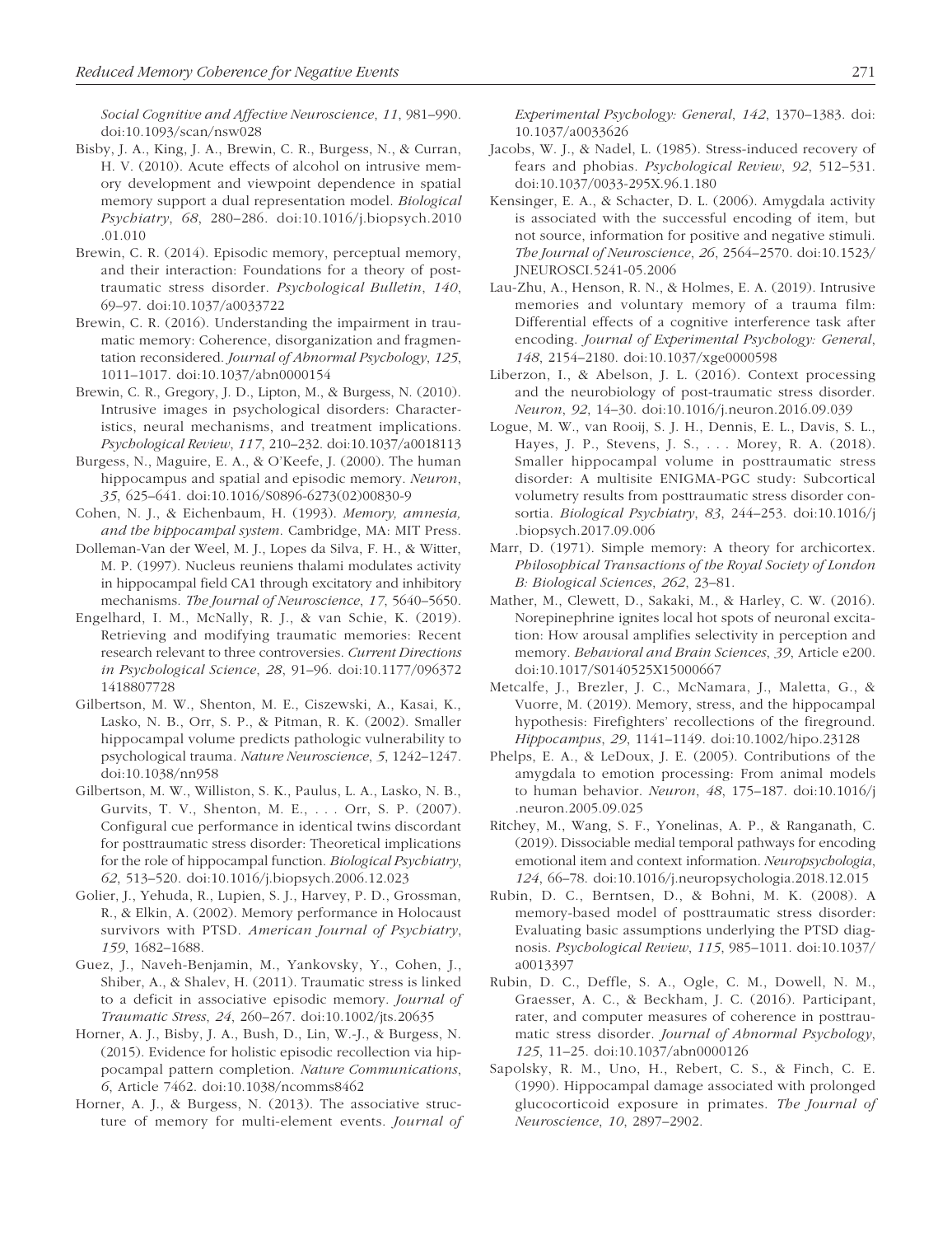*Social Cognitive and Affective Neuroscience*, *11*, 981–990. doi:10.1093/scan/nsw028

Bisby, J. A., King, J. A., Brewin, C. R., Burgess, N., & Curran, H. V. (2010). Acute effects of alcohol on intrusive memory development and viewpoint dependence in spatial memory support a dual representation model. *Biological Psychiatry*, *68*, 280–286. doi:10.1016/j.biopsych.2010.01.010

Brewin, C. R. (2014). Episodic memory, perceptual memory, and their interaction: Foundations for a theory of posttraumatic stress disorder. *Psychological Bulletin*, *140*, 69–97. doi:10.1037/a0033722

Brewin, C. R. (2016). Understanding the impairment in traumatic memory: Coherence, disorganization and fragmentation reconsidered. *Journal of Abnormal Psychology*, *125*, 1011–1017. doi:10.1037/abn0000154

Brewin, C. R., Gregory, J. D., Lipton, M., & Burgess, N. (2010). Intrusive images in psychological disorders: Characteristics, neural mechanisms, and treatment implications. *Psychological Review*, *117*, 210–232. doi:10.1037/a0018113

Burgess, N., Maguire, E. A., & O'Keefe, J. (2000). The human hippocampus and spatial and episodic memory. *Neuron*, *35*, 625–641. doi:10.1016/S0896-6273(02)00830-9

Cohen, N. J., & Eichenbaum, H. (1993). *Memory, amnesia, and the hippocampal system*. Cambridge, MA: MIT Press.

Dolleman-Van der Weel, M. J., Lopes da Silva, F. H., & Witter, M. P. (1997). Nucleus reuniens thalami modulates activity in hippocampal field CA1 through excitatory and inhibitory mechanisms. *The Journal of Neuroscience*, *17*, 5640–5650.

Engelhard, I. M., McNally, R. J., & van Schie, K. (2019). Retrieving and modifying traumatic memories: Recent research relevant to three controversies. *Current Directions in Psychological Science*, *28*, 91–96. doi:10.1177/0963721418807728

Gilbertson, M. W., Shenton, M. E., Ciszewski, A., Kasai, K., Lasko, N. B., Orr, S. P., & Pitman, R. K. (2002). Smaller hippocampal volume predicts pathologic vulnerability to psychological trauma. *Nature Neuroscience*, *5*, 1242–1247. doi:10.1038/nn958

Gilbertson, M. W., Williston, S. K., Paulus, L. A., Lasko, N. B., Gurvits, T. V., Shenton, M. E., . . . Orr, S. P. (2007). Configural cue performance in identical twins discordant for posttraumatic stress disorder: Theoretical implications for the role of hippocampal function. *Biological Psychiatry*, *62*, 513–520. doi:10.1016/j.biopsych.2006.12.023

Golier, J., Yehuda, R., Lupien, S. J., Harvey, P. D., Grossman, R., & Elkin, A. (2002). Memory performance in Holocaust survivors with PTSD. *American Journal of Psychiatry*, *159*, 1682–1688.

Guez, J., Naveh-Benjamin, M., Yankovsky, Y., Cohen, J., Shiber, A., & Shalev, H. (2011). Traumatic stress is linked to a deficit in associative episodic memory. *Journal of Traumatic Stress*, *24*, 260–267. doi:10.1002/jts.20635

Horner, A. J., Bisby, J. A., Bush, D., Lin, W.-J., & Burgess, N. (2015). Evidence for holistic episodic recollection via hippocampal pattern completion. *Nature Communications*, *6*, Article 7462. doi:10.1038/ncomms8462

Horner, A. J., & Burgess, N. (2013). The associative structure of memory for multi-element events. *Journal of Experimental Psychology: General*, *142*, 1370–1383. doi:10.1037/a0033626

Jacobs, W. J., & Nadel, L. (1985). Stress-induced recovery of fears and phobias. *Psychological Review*, *92*, 512–531. doi:10.1037/0033-295X.96.1.180

Kensinger, E. A., & Schacter, D. L. (2006). Amygdala activity is associated with the successful encoding of item, but not source, information for positive and negative stimuli. *The Journal of Neuroscience*, *26*, 2564–2570. doi:10.1523/JNEUROSCI.5241-05.2006

Lau-Zhu, A., Henson, R. N., & Holmes, E. A. (2019). Intrusive memories and voluntary memory of a trauma film: Differential effects of a cognitive interference task after encoding. *Journal of Experimental Psychology: General*, *148*, 2154–2180. doi:10.1037/xge0000598

Liberzon, I., & Abelson, J. L. (2016). Context processing and the neurobiology of post-traumatic stress disorder. *Neuron*, *92*, 14–30. doi:10.1016/j.neuron.2016.09.039

Logue, M. W., van Rooij, S. J. H., Dennis, E. L., Davis, S. L., Hayes, J. P., Stevens, J. S., . . . Morey, R. A. (2018). Smaller hippocampal volume in posttraumatic stress disorder: A multisite ENIGMA-PGC study: Subcortical volumetry results from posttraumatic stress disorder consortia. *Biological Psychiatry*, *83*, 244–253. doi:10.1016/j.biopsych.2017.09.006

Marr, D. (1971). Simple memory: A theory for archicortex. *Philosophical Transactions of the Royal Society of London B: Biological Sciences*, *262*, 23–81.

Mather, M., Clewett, D., Sakaki, M., & Harley, C. W. (2016). Norepinephrine ignites local hot spots of neuronal excitation: How arousal amplifies selectivity in perception and memory. *Behavioral and Brain Sciences*, *39*, Article e200. doi:10.1017/S0140525X15000667

Metcalfe, J., Brezler, J. C., McNamara, J., Maletta, G., & Vuorre, M. (2019). Memory, stress, and the hippocampal hypothesis: Firefighters' recollections of the fireground. *Hippocampus*, *29*, 1141–1149. doi:10.1002/hipo.23128

Phelps, E. A., & LeDoux, J. E. (2005). Contributions of the amygdala to emotion processing: From animal models to human behavior. *Neuron*, *48*, 175–187. doi:10.1016/j.neuron.2005.09.025

Ritchey, M., Wang, S. F., Yonelinas, A. P., & Ranganath, C. (2019). Dissociable medial temporal pathways for encoding emotional item and context information. *Neuropsychologia*, *124*, 66–78. doi:10.1016/j.neuropsychologia.2018.12.015

Rubin, D. C., Berntsen, D., & Bohni, M. K. (2008). A memory-based model of posttraumatic stress disorder: Evaluating basic assumptions underlying the PTSD diagnosis. *Psychological Review*, *115*, 985–1011. doi:10.1037/a0013397

Rubin, D. C., Deffle, S. A., Ogle, C. M., Dowell, N. M., Graesser, A. C., & Beckham, J. C. (2016). Participant, rater, and computer measures of coherence in posttraumatic stress disorder. *Journal of Abnormal Psychology*, *125*, 11–25. doi:10.1037/abn0000126

Sapolsky, R. M., Uno, H., Rebert, C. S., & Finch, C. E. (1990). Hippocampal damage associated with prolonged glucocorticoid exposure in primates. *The Journal of Neuroscience*, *10*, 2897–2902.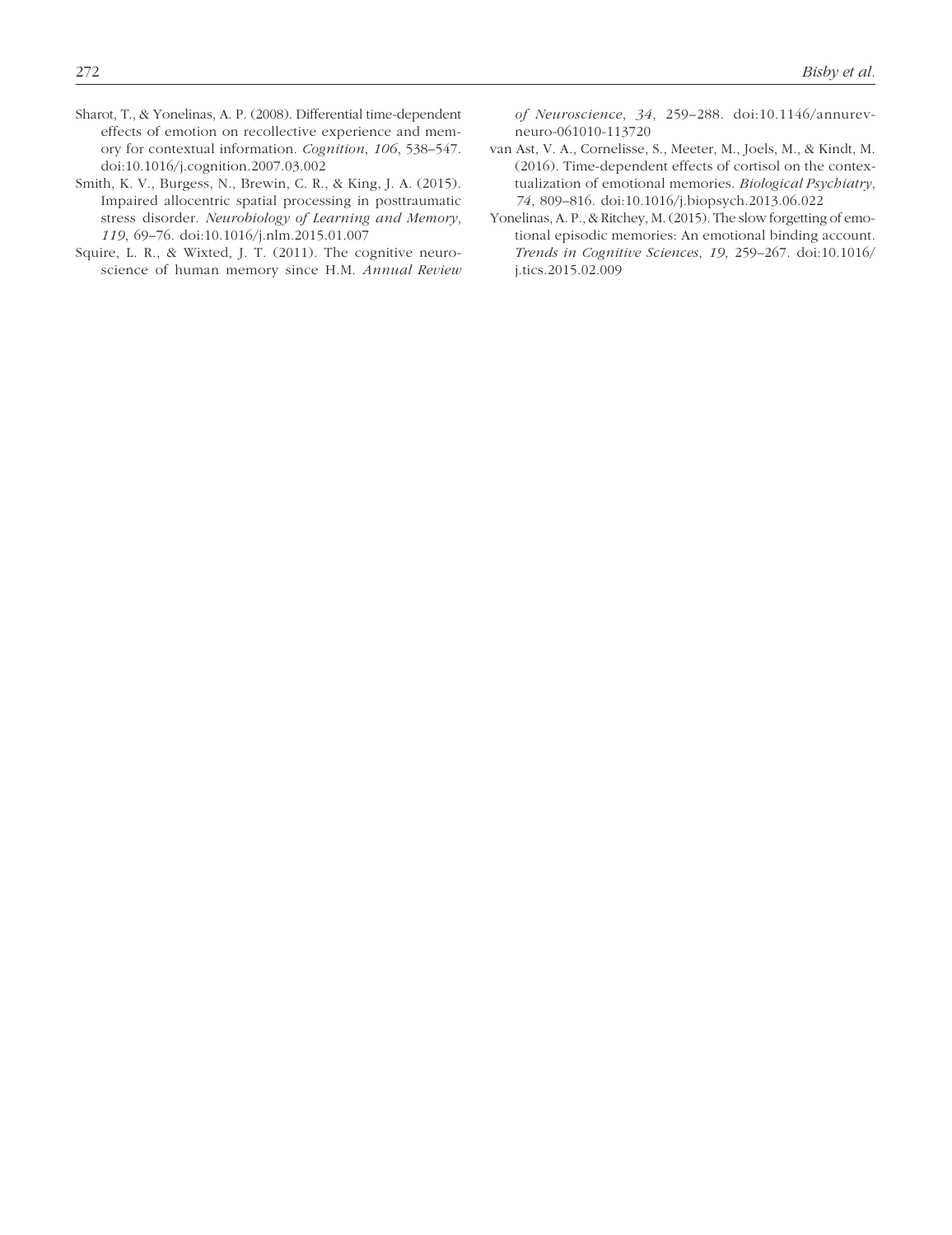Sharot, T., & Yonelinas, A. P. (2008). Differential time-dependent effects of emotion on recollective experience and memory for contextual information. *Cognition*, *106*, 538–547. doi:10.1016/j.cognition.2007.03.002

Smith, K. V., Burgess, N., Brewin, C. R., & King, J. A. (2015). Impaired allocentric spatial processing in posttraumatic stress disorder. *Neurobiology of Learning and Memory*, *119*, 69–76. doi:10.1016/j.nlm.2015.01.007

Squire, L. R., & Wixted, J. T. (2011). The cognitive neuroscience of human memory since H.M. *Annual Review of Neuroscience*, *34*, 259–288. doi:10.1146/annurev-neuro-061010-113720

van Ast, V. A., Cornelisse, S., Meeter, M., Joels, M., & Kindt, M. (2016). Time-dependent effects of cortisol on the contextualization of emotional memories. *Biological Psychiatry*, *74*, 809–816. doi:10.1016/j.biopsych.2013.06.022

Yonelinas, A. P., & Ritchey, M. (2015). The slow forgetting of emotional episodic memories: An emotional binding account. *Trends in Cognitive Sciences*, *19*, 259–267. doi:10.1016/j.tics.2015.02.009